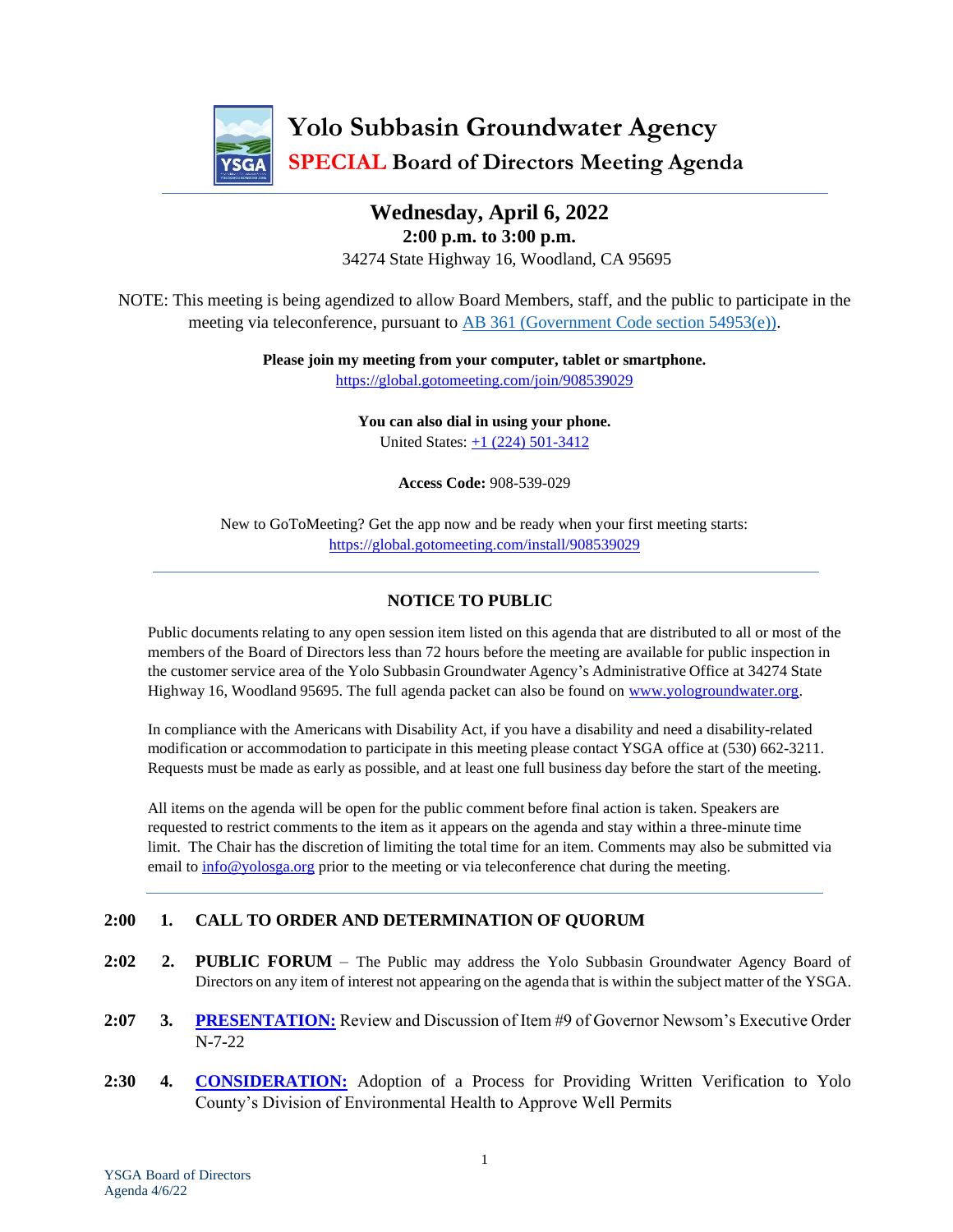# Yolo Subbasin Groundwater Agency

## SPECIAL Board of Directors Meeting Agenda

**Wednesday, April 6, 2022**
**2:00 p.m. to 3:00 p.m.**
34274 State Highway 16, Woodland, CA 95695

NOTE: This meeting is being agendized to allow Board Members, staff, and the public to participate in the meeting via teleconference, pursuant to AB 361 (Government Code section 54953(e)).

**Please join my meeting from your computer, tablet or smartphone.**
https://global.gotomeeting.com/join/908539029

**You can also dial in using your phone.**
United States: +1 (224) 501-3412

**Access Code:** 908-539-029

New to GoToMeeting? Get the app now and be ready when your first meeting starts:
https://global.gotomeeting.com/install/908539029

---

### NOTICE TO PUBLIC

Public documents relating to any open session item listed on this agenda that are distributed to all or most of the members of the Board of Directors less than 72 hours before the meeting are available for public inspection in the customer service area of the Yolo Subbasin Groundwater Agency's Administrative Office at 34274 State Highway 16, Woodland 95695. The full agenda packet can also be found on www.yologroundwater.org.

In compliance with the Americans with Disability Act, if you have a disability and need a disability-related modification or accommodation to participate in this meeting please contact YSGA office at (530) 662-3211. Requests must be made as early as possible, and at least one full business day before the start of the meeting.

All items on the agenda will be open for the public comment before final action is taken. Speakers are requested to restrict comments to the item as it appears on the agenda and stay within a three-minute time limit. The Chair has the discretion of limiting the total time for an item. Comments may also be submitted via email to info@yolosga.org prior to the meeting or via teleconference chat during the meeting.

---

**2:00 1. CALL TO ORDER AND DETERMINATION OF QUORUM**

**2:02 2. PUBLIC FORUM** – The Public may address the Yolo Subbasin Groundwater Agency Board of Directors on any item of interest not appearing on the agenda that is within the subject matter of the YSGA.

**2:07 3. PRESENTATION:** Review and Discussion of Item #9 of Governor Newsom's Executive Order N-7-22

**2:30 4. CONSIDERATION:** Adoption of a Process for Providing Written Verification to Yolo County's Division of Environmental Health to Approve Well Permits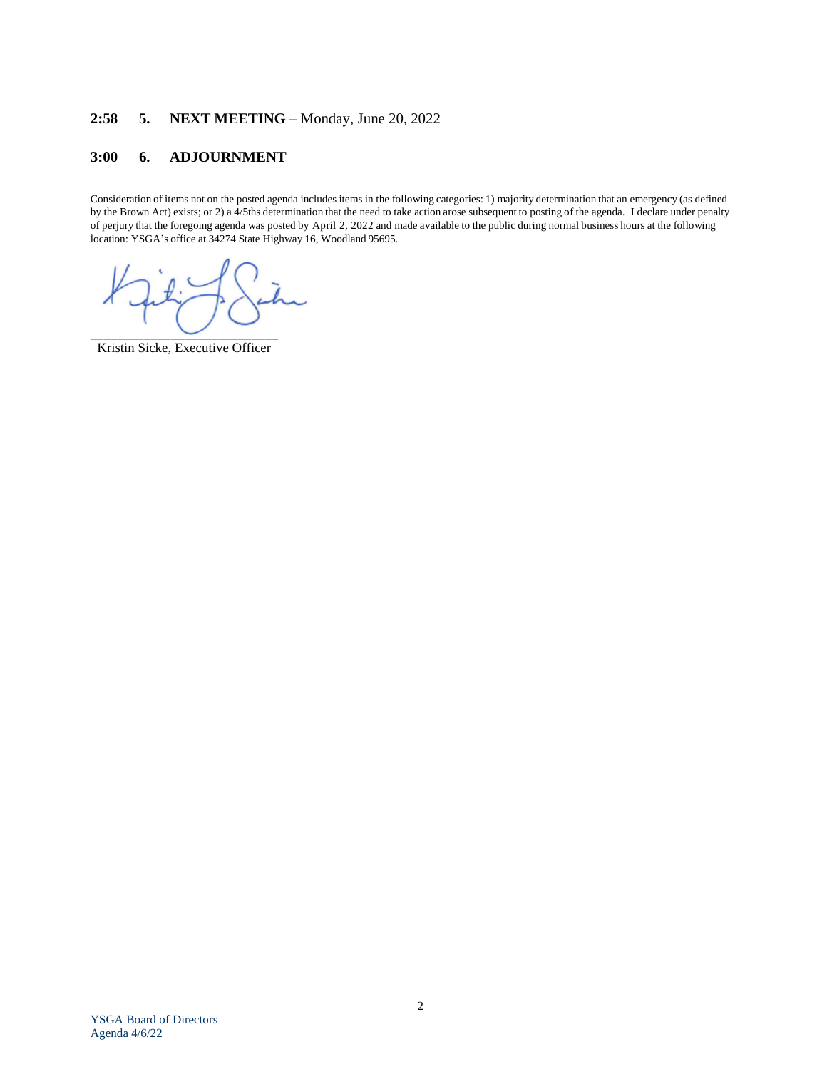**2:58 5. NEXT MEETING** – Monday, June 20, 2022

**3:00 6. ADJOURNMENT**

Consideration of items not on the posted agenda includes items in the following categories: 1) majority determination that an emergency (as defined by the Brown Act) exists; or 2) a 4/5ths determination that the need to take action arose subsequent to posting of the agenda. I declare under penalty of perjury that the foregoing agenda was posted by April 2, 2022 and made available to the public during normal business hours at the following location: YSGA's office at 34274 State Highway 16, Woodland 95695.

\_\_\_\_\_\_\_\_\_\_\_\_\_\_\_\_\_\_\_\_\_\_\_\_\_\_\_

Kristin Sicke, Executive Officer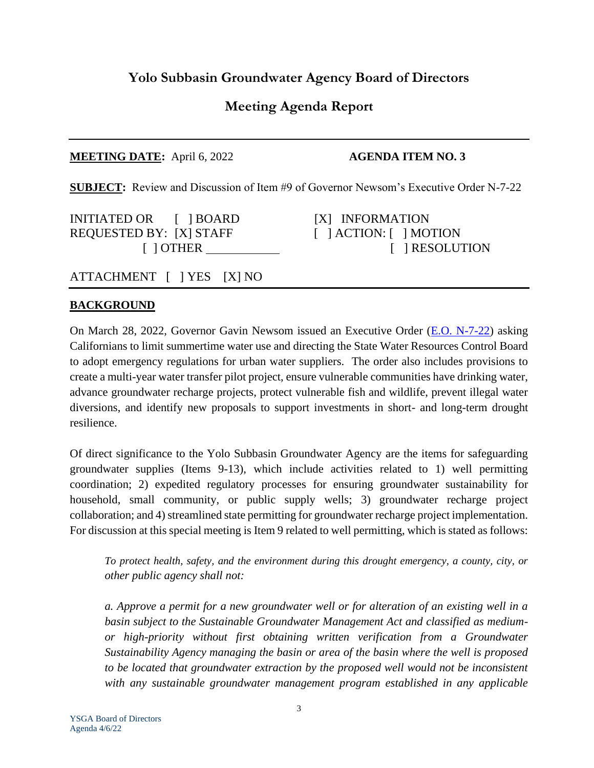# Yolo Subbasin Groundwater Agency Board of Directors

## Meeting Agenda Report

---

**MEETING DATE:** April 6, 2022 **AGENDA ITEM NO. 3**

**SUBJECT:** Review and Discussion of Item #9 of Governor Newsom's Executive Order N-7-22

INITIATED OR [ ] BOARD [X] INFORMATION
REQUESTED BY: [X] STAFF [ ] ACTION: [ ] MOTION
[ ] OTHER ___________ [ ] RESOLUTION

ATTACHMENT [ ] YES [X] NO

---

**BACKGROUND**

On March 28, 2022, Governor Gavin Newsom issued an Executive Order (E.O. N-7-22) asking Californians to limit summertime water use and directing the State Water Resources Control Board to adopt emergency regulations for urban water suppliers. The order also includes provisions to create a multi-year water transfer pilot project, ensure vulnerable communities have drinking water, advance groundwater recharge projects, protect vulnerable fish and wildlife, prevent illegal water diversions, and identify new proposals to support investments in short- and long-term drought resilience.

Of direct significance to the Yolo Subbasin Groundwater Agency are the items for safeguarding groundwater supplies (Items 9-13), which include activities related to 1) well permitting coordination; 2) expedited regulatory processes for ensuring groundwater sustainability for household, small community, or public supply wells; 3) groundwater recharge project collaboration; and 4) streamlined state permitting for groundwater recharge project implementation. For discussion at this special meeting is Item 9 related to well permitting, which is stated as follows:

> *To protect health, safety, and the environment during this drought emergency, a county, city, or other public agency shall not:*
>
> *a. Approve a permit for a new groundwater well or for alteration of an existing well in a basin subject to the Sustainable Groundwater Management Act and classified as medium- or high-priority without first obtaining written verification from a Groundwater Sustainability Agency managing the basin or area of the basin where the well is proposed to be located that groundwater extraction by the proposed well would not be inconsistent with any sustainable groundwater management program established in any applicable*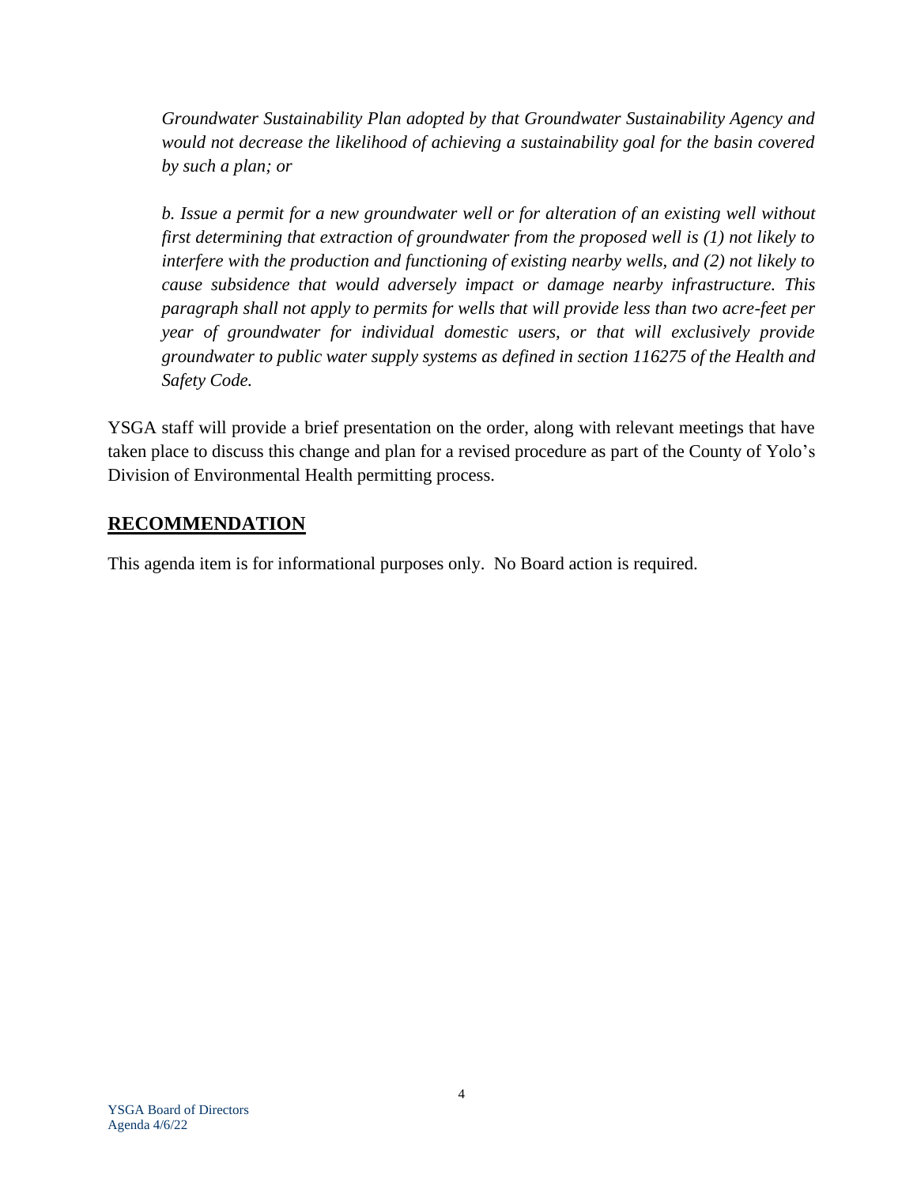*Groundwater Sustainability Plan adopted by that Groundwater Sustainability Agency and would not decrease the likelihood of achieving a sustainability goal for the basin covered by such a plan; or*

*b. Issue a permit for a new groundwater well or for alteration of an existing well without first determining that extraction of groundwater from the proposed well is (1) not likely to interfere with the production and functioning of existing nearby wells, and (2) not likely to cause subsidence that would adversely impact or damage nearby infrastructure. This paragraph shall not apply to permits for wells that will provide less than two acre-feet per year of groundwater for individual domestic users, or that will exclusively provide groundwater to public water supply systems as defined in section 116275 of the Health and Safety Code.*

YSGA staff will provide a brief presentation on the order, along with relevant meetings that have taken place to discuss this change and plan for a revised procedure as part of the County of Yolo's Division of Environmental Health permitting process.

## RECOMMENDATION

This agenda item is for informational purposes only. No Board action is required.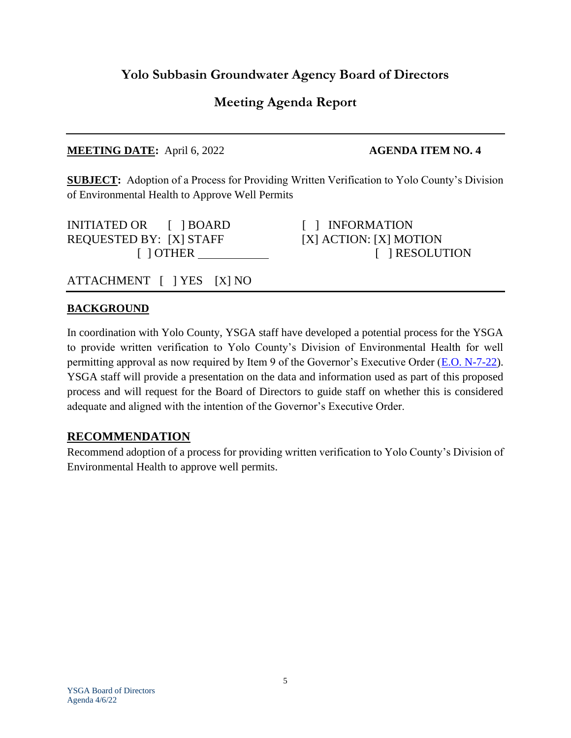# Yolo Subbasin Groundwater Agency Board of Directors

## Meeting Agenda Report

**MEETING DATE:** April 6, 2022 **AGENDA ITEM NO. 4**

**SUBJECT:** Adoption of a Process for Providing Written Verification to Yolo County's Division of Environmental Health to Approve Well Permits

| | | |
|---|---|---|
| INITIATED OR | [ ] BOARD | [ ] INFORMATION |
| REQUESTED BY: | [X] STAFF | [X] ACTION: [X] MOTION |
| | [ ] OTHER ____________ | [ ] RESOLUTION |

ATTACHMENT [ ] YES [X] NO

## BACKGROUND

In coordination with Yolo County, YSGA staff have developed a potential process for the YSGA to provide written verification to Yolo County's Division of Environmental Health for well permitting approval as now required by Item 9 of the Governor's Executive Order (E.O. N-7-22). YSGA staff will provide a presentation on the data and information used as part of this proposed process and will request for the Board of Directors to guide staff on whether this is considered adequate and aligned with the intention of the Governor's Executive Order.

## RECOMMENDATION

Recommend adoption of a process for providing written verification to Yolo County's Division of Environmental Health to approve well permits.